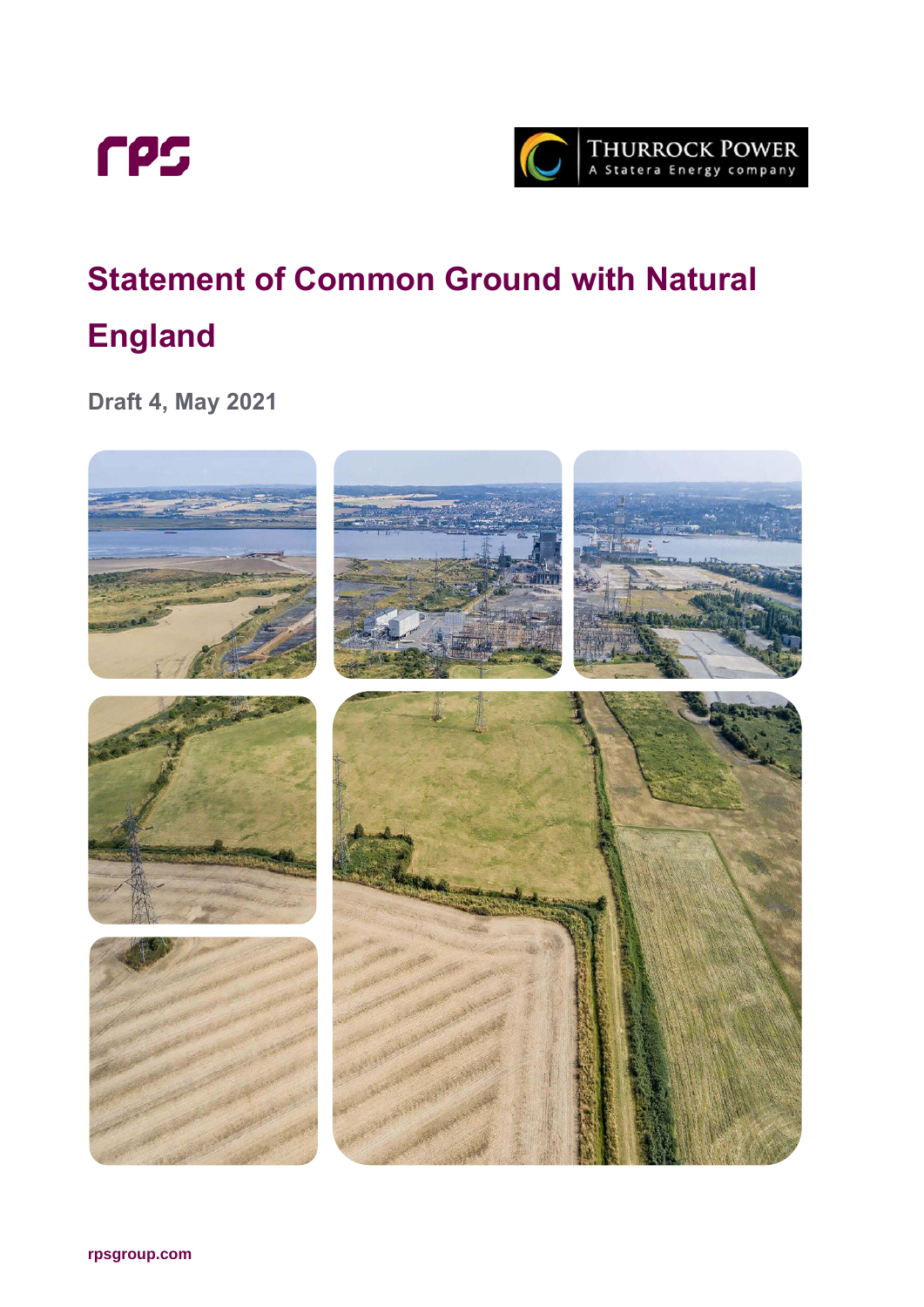rps

THURROCK POWER
A Statera Energy company

# Statement of Common Ground with Natural England

**Draft 4, May 2021**

rpsgroup.com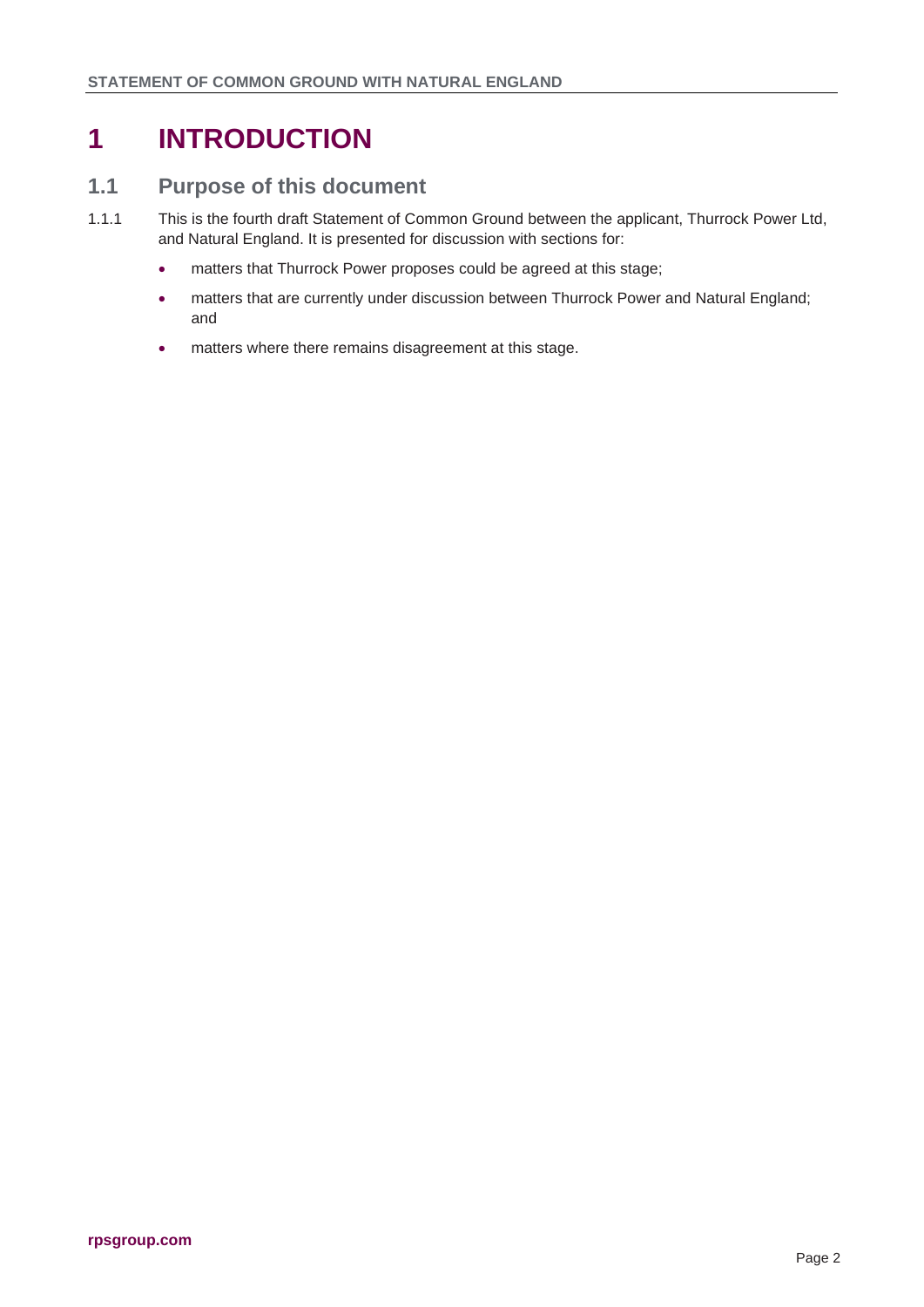# 1 INTRODUCTION

## 1.1 Purpose of this document

1.1.1 This is the fourth draft Statement of Common Ground between the applicant, Thurrock Power Ltd, and Natural England. It is presented for discussion with sections for:

- matters that Thurrock Power proposes could be agreed at this stage;
- matters that are currently under discussion between Thurrock Power and Natural England; and
- matters where there remains disagreement at this stage.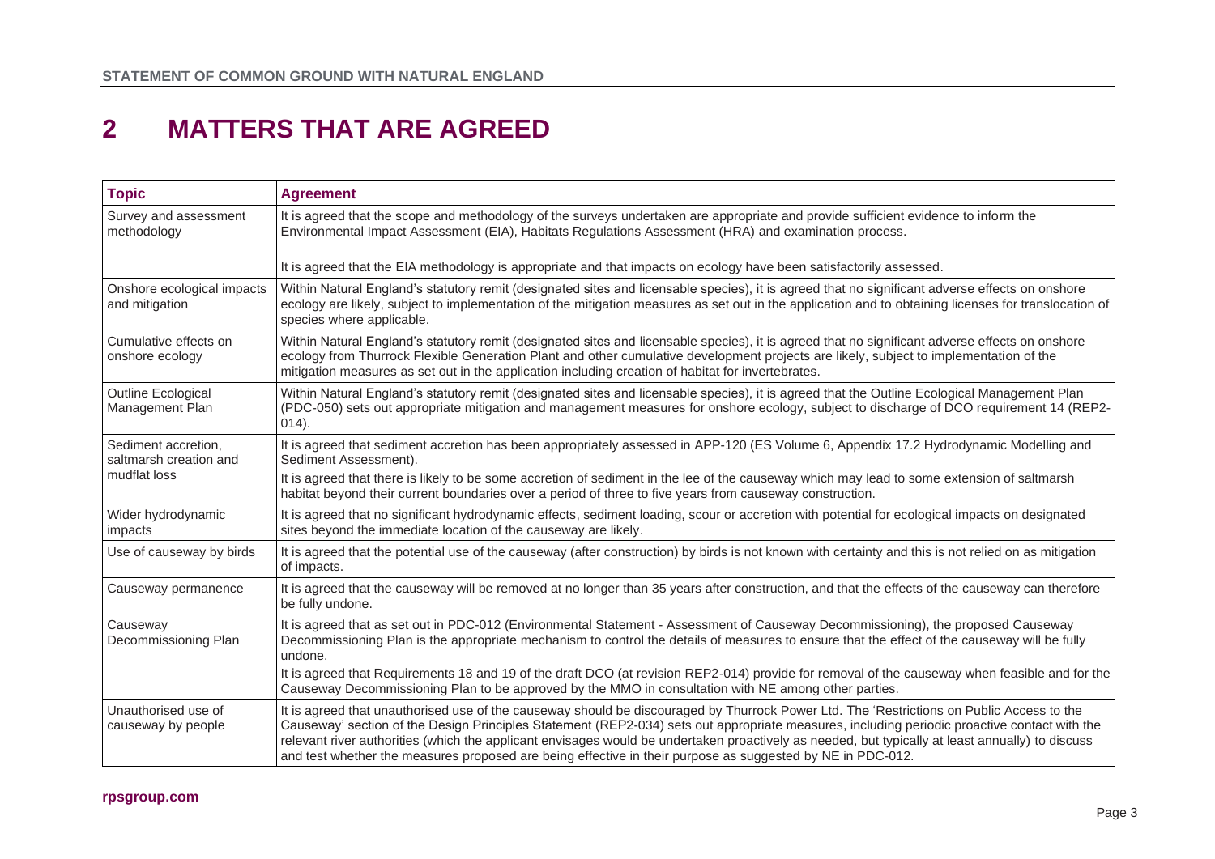# 2 MATTERS THAT ARE AGREED

| Topic | Agreement |
| --- | --- |
| Survey and assessment methodology | It is agreed that the scope and methodology of the surveys undertaken are appropriate and provide sufficient evidence to inform the Environmental Impact Assessment (EIA), Habitats Regulations Assessment (HRA) and examination process.<br><br>It is agreed that the EIA methodology is appropriate and that impacts on ecology have been satisfactorily assessed. |
| Onshore ecological impacts and mitigation | Within Natural England's statutory remit (designated sites and licensable species), it is agreed that no significant adverse effects on onshore ecology are likely, subject to implementation of the mitigation measures as set out in the application and to obtaining licenses for translocation of species where applicable. |
| Cumulative effects on onshore ecology | Within Natural England's statutory remit (designated sites and licensable species), it is agreed that no significant adverse effects on onshore ecology from Thurrock Flexible Generation Plant and other cumulative development projects are likely, subject to implementation of the mitigation measures as set out in the application including creation of habitat for invertebrates. |
| Outline Ecological Management Plan | Within Natural England's statutory remit (designated sites and licensable species), it is agreed that the Outline Ecological Management Plan (PDC-050) sets out appropriate mitigation and management measures for onshore ecology, subject to discharge of DCO requirement 14 (REP2-014). |
| Sediment accretion, saltmarsh creation and mudflat loss | It is agreed that sediment accretion has been appropriately assessed in APP-120 (ES Volume 6, Appendix 17.2 Hydrodynamic Modelling and Sediment Assessment).<br>It is agreed that there is likely to be some accretion of sediment in the lee of the causeway which may lead to some extension of saltmarsh habitat beyond their current boundaries over a period of three to five years from causeway construction. |
| Wider hydrodynamic impacts | It is agreed that no significant hydrodynamic effects, sediment loading, scour or accretion with potential for ecological impacts on designated sites beyond the immediate location of the causeway are likely. |
| Use of causeway by birds | It is agreed that the potential use of the causeway (after construction) by birds is not known with certainty and this is not relied on as mitigation of impacts. |
| Causeway permanence | It is agreed that the causeway will be removed at no longer than 35 years after construction, and that the effects of the causeway can therefore be fully undone. |
| Causeway Decommissioning Plan | It is agreed that as set out in PDC-012 (Environmental Statement - Assessment of Causeway Decommissioning), the proposed Causeway Decommissioning Plan is the appropriate mechanism to control the details of measures to ensure that the effect of the causeway will be fully undone.<br>It is agreed that Requirements 18 and 19 of the draft DCO (at revision REP2-014) provide for removal of the causeway when feasible and for the Causeway Decommissioning Plan to be approved by the MMO in consultation with NE among other parties. |
| Unauthorised use of causeway by people | It is agreed that unauthorised use of the causeway should be discouraged by Thurrock Power Ltd. The 'Restrictions on Public Access to the Causeway' section of the Design Principles Statement (REP2-034) sets out appropriate measures, including periodic proactive contact with the relevant river authorities (which the applicant envisages would be undertaken proactively as needed, but typically at least annually) to discuss and test whether the measures proposed are being effective in their purpose as suggested by NE in PDC-012. |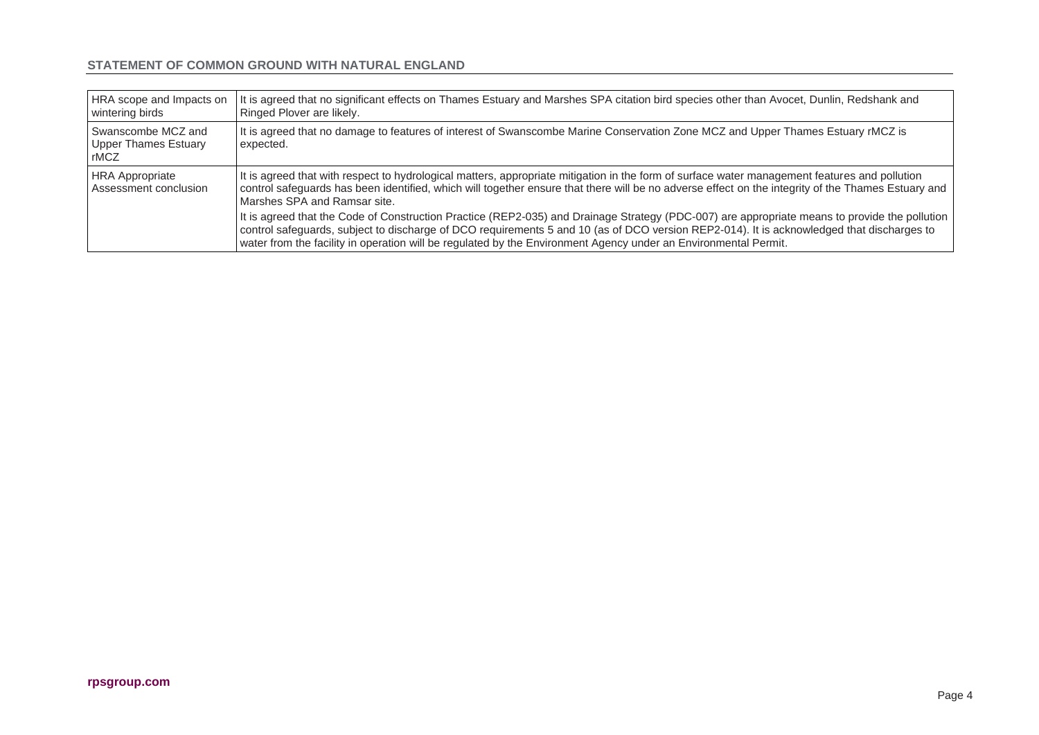| | |
|---|---|
| HRA scope and Impacts on wintering birds | It is agreed that no significant effects on Thames Estuary and Marshes SPA citation bird species other than Avocet, Dunlin, Redshank and Ringed Plover are likely. |
| Swanscombe MCZ and Upper Thames Estuary rMCZ | It is agreed that no damage to features of interest of Swanscombe Marine Conservation Zone MCZ and Upper Thames Estuary rMCZ is expected. |
| HRA Appropriate Assessment conclusion | It is agreed that with respect to hydrological matters, appropriate mitigation in the form of surface water management features and pollution control safeguards has been identified, which will together ensure that there will be no adverse effect on the integrity of the Thames Estuary and Marshes SPA and Ramsar site.<br><br>It is agreed that the Code of Construction Practice (REP2-035) and Drainage Strategy (PDC-007) are appropriate means to provide the pollution control safeguards, subject to discharge of DCO requirements 5 and 10 (as of DCO version REP2-014). It is acknowledged that discharges to water from the facility in operation will be regulated by the Environment Agency under an Environmental Permit. |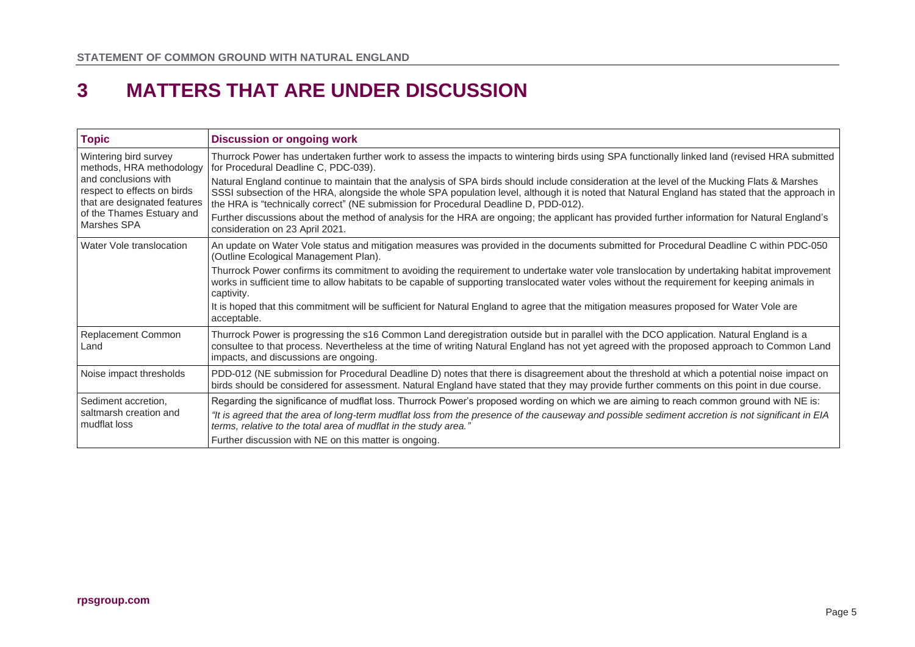# 3 MATTERS THAT ARE UNDER DISCUSSION

| Topic | Discussion or ongoing work |
| --- | --- |
| Wintering bird survey methods, HRA methodology and conclusions with respect to effects on birds that are designated features of the Thames Estuary and Marshes SPA | Thurrock Power has undertaken further work to assess the impacts to wintering birds using SPA functionally linked land (revised HRA submitted for Procedural Deadline C, PDC-039).<br>Natural England continue to maintain that the analysis of SPA birds should include consideration at the level of the Mucking Flats & Marshes SSSI subsection of the HRA, alongside the whole SPA population level, although it is noted that Natural England has stated that the approach in the HRA is "technically correct" (NE submission for Procedural Deadline D, PDD-012).<br>Further discussions about the method of analysis for the HRA are ongoing; the applicant has provided further information for Natural England's consideration on 23 April 2021. |
| Water Vole translocation | An update on Water Vole status and mitigation measures was provided in the documents submitted for Procedural Deadline C within PDC-050 (Outline Ecological Management Plan).<br>Thurrock Power confirms its commitment to avoiding the requirement to undertake water vole translocation by undertaking habitat improvement works in sufficient time to allow habitats to be capable of supporting translocated water voles without the requirement for keeping animals in captivity.<br>It is hoped that this commitment will be sufficient for Natural England to agree that the mitigation measures proposed for Water Vole are acceptable. |
| Replacement Common Land | Thurrock Power is progressing the s16 Common Land deregistration outside but in parallel with the DCO application. Natural England is a consultee to that process. Nevertheless at the time of writing Natural England has not yet agreed with the proposed approach to Common Land impacts, and discussions are ongoing. |
| Noise impact thresholds | PDD-012 (NE submission for Procedural Deadline D) notes that there is disagreement about the threshold at which a potential noise impact on birds should be considered for assessment. Natural England have stated that they may provide further comments on this point in due course. |
| Sediment accretion, saltmarsh creation and mudflat loss | Regarding the significance of mudflat loss. Thurrock Power's proposed wording on which we are aiming to reach common ground with NE is:<br>*"It is agreed that the area of long-term mudflat loss from the presence of the causeway and possible sediment accretion is not significant in EIA terms, relative to the total area of mudflat in the study area."*<br>Further discussion with NE on this matter is ongoing. |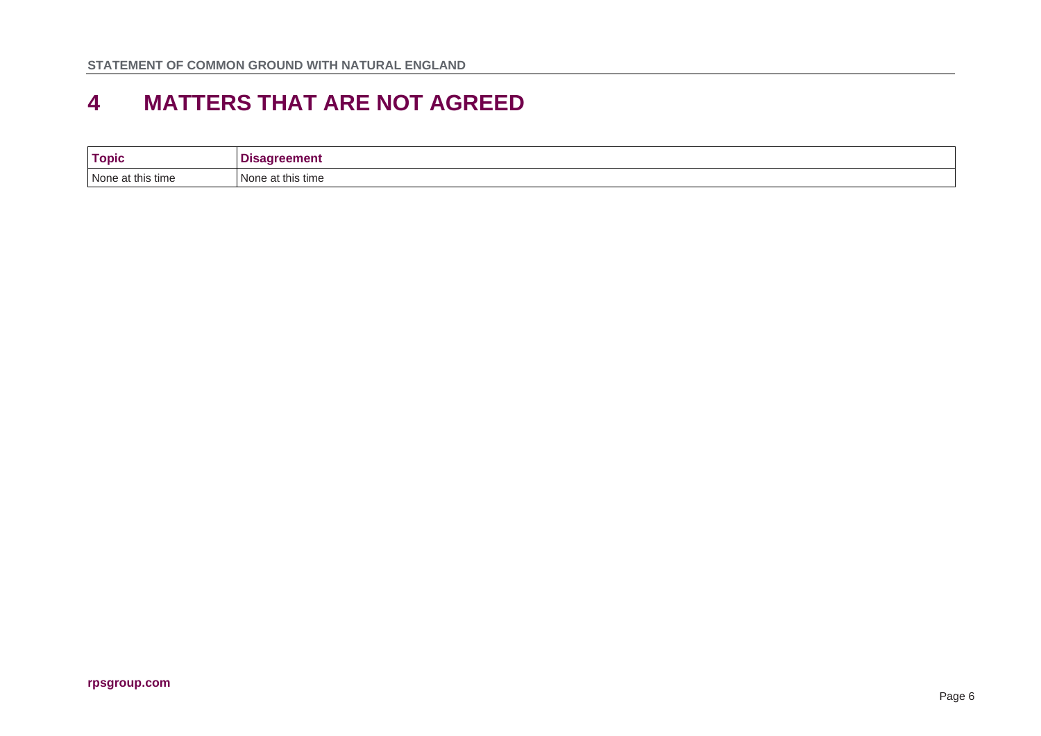# 4 MATTERS THAT ARE NOT AGREED

| Topic | Disagreement |
| --- | --- |
| None at this time | None at this time |